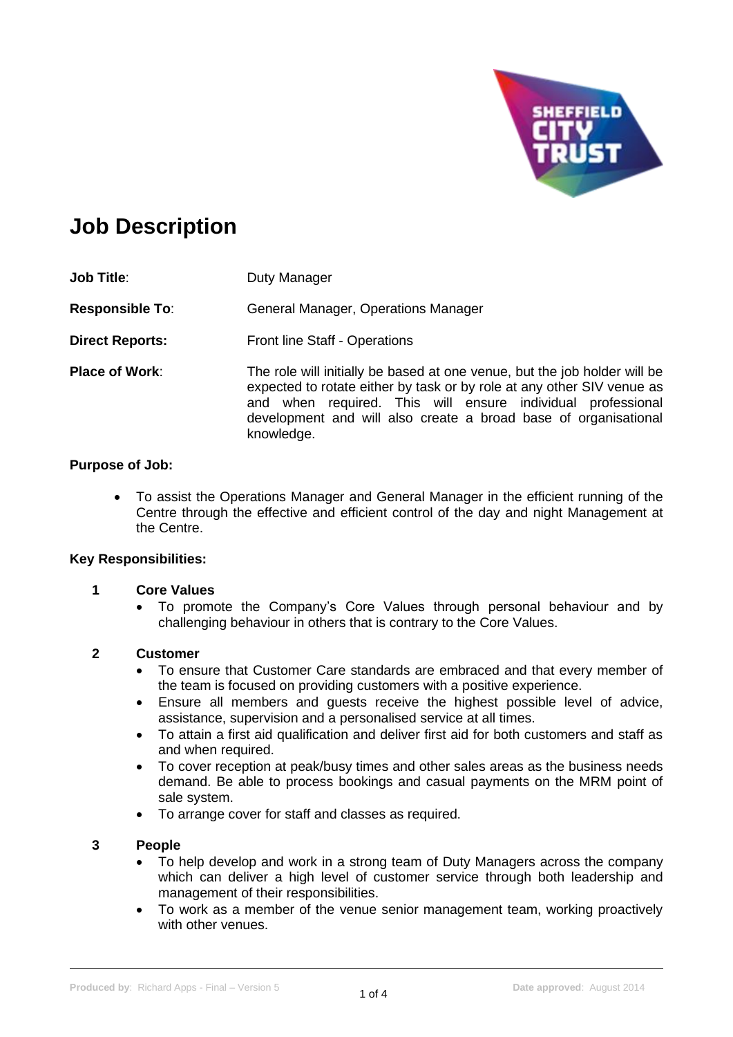# Job Description

**Job Title**: Duty Manager

**Responsible To**: General Manager, Operations Manager

**Direct Reports:** Front line Staff - Operations

**Place of Work**: The role will initially be based at one venue, but the job holder will be expected to rotate either by task or by role at any other SIV venue as and when required. This will ensure individual professional development and will also create a broad base of organisational knowledge.

**Purpose of Job:**

- To assist the Operations Manager and General Manager in the efficient running of the Centre through the effective and efficient control of the day and night Management at the Centre.

**Key Responsibilities:**

**1 Core Values**

- To promote the Company's Core Values through personal behaviour and by challenging behaviour in others that is contrary to the Core Values.

**2 Customer**

- To ensure that Customer Care standards are embraced and that every member of the team is focused on providing customers with a positive experience.
- Ensure all members and guests receive the highest possible level of advice, assistance, supervision and a personalised service at all times.
- To attain a first aid qualification and deliver first aid for both customers and staff as and when required.
- To cover reception at peak/busy times and other sales areas as the business needs demand. Be able to process bookings and casual payments on the MRM point of sale system.
- To arrange cover for staff and classes as required.

**3 People**

- To help develop and work in a strong team of Duty Managers across the company which can deliver a high level of customer service through both leadership and management of their responsibilities.
- To work as a member of the venue senior management team, working proactively with other venues.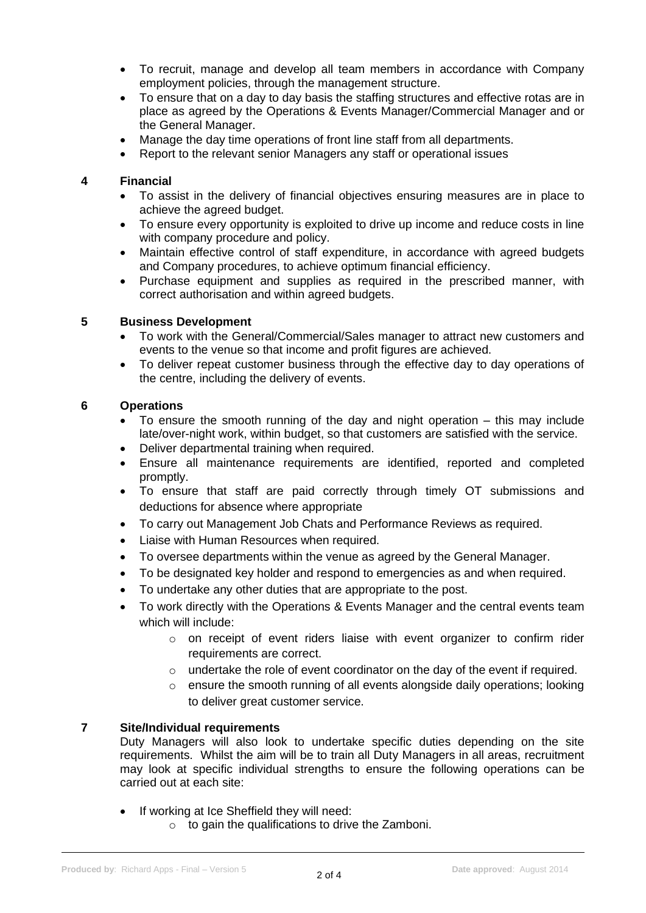- To recruit, manage and develop all team members in accordance with Company employment policies, through the management structure.
- To ensure that on a day to day basis the staffing structures and effective rotas are in place as agreed by the Operations & Events Manager/Commercial Manager and or the General Manager.
- Manage the day time operations of front line staff from all departments.
- Report to the relevant senior Managers any staff or operational issues

## 4 Financial

- To assist in the delivery of financial objectives ensuring measures are in place to achieve the agreed budget.
- To ensure every opportunity is exploited to drive up income and reduce costs in line with company procedure and policy.
- Maintain effective control of staff expenditure, in accordance with agreed budgets and Company procedures, to achieve optimum financial efficiency.
- Purchase equipment and supplies as required in the prescribed manner, with correct authorisation and within agreed budgets.

## 5 Business Development

- To work with the General/Commercial/Sales manager to attract new customers and events to the venue so that income and profit figures are achieved.
- To deliver repeat customer business through the effective day to day operations of the centre, including the delivery of events.

## 6 Operations

- To ensure the smooth running of the day and night operation – this may include late/over-night work, within budget, so that customers are satisfied with the service.
- Deliver departmental training when required.
- Ensure all maintenance requirements are identified, reported and completed promptly.
- To ensure that staff are paid correctly through timely OT submissions and deductions for absence where appropriate
- To carry out Management Job Chats and Performance Reviews as required.
- Liaise with Human Resources when required.
- To oversee departments within the venue as agreed by the General Manager.
- To be designated key holder and respond to emergencies as and when required.
- To undertake any other duties that are appropriate to the post.
- To work directly with the Operations & Events Manager and the central events team which will include:
  - on receipt of event riders liaise with event organizer to confirm rider requirements are correct.
  - undertake the role of event coordinator on the day of the event if required.
  - ensure the smooth running of all events alongside daily operations; looking to deliver great customer service.

## 7 Site/Individual requirements

Duty Managers will also look to undertake specific duties depending on the site requirements. Whilst the aim will be to train all Duty Managers in all areas, recruitment may look at specific individual strengths to ensure the following operations can be carried out at each site:

- If working at Ice Sheffield they will need:
  - to gain the qualifications to drive the Zamboni.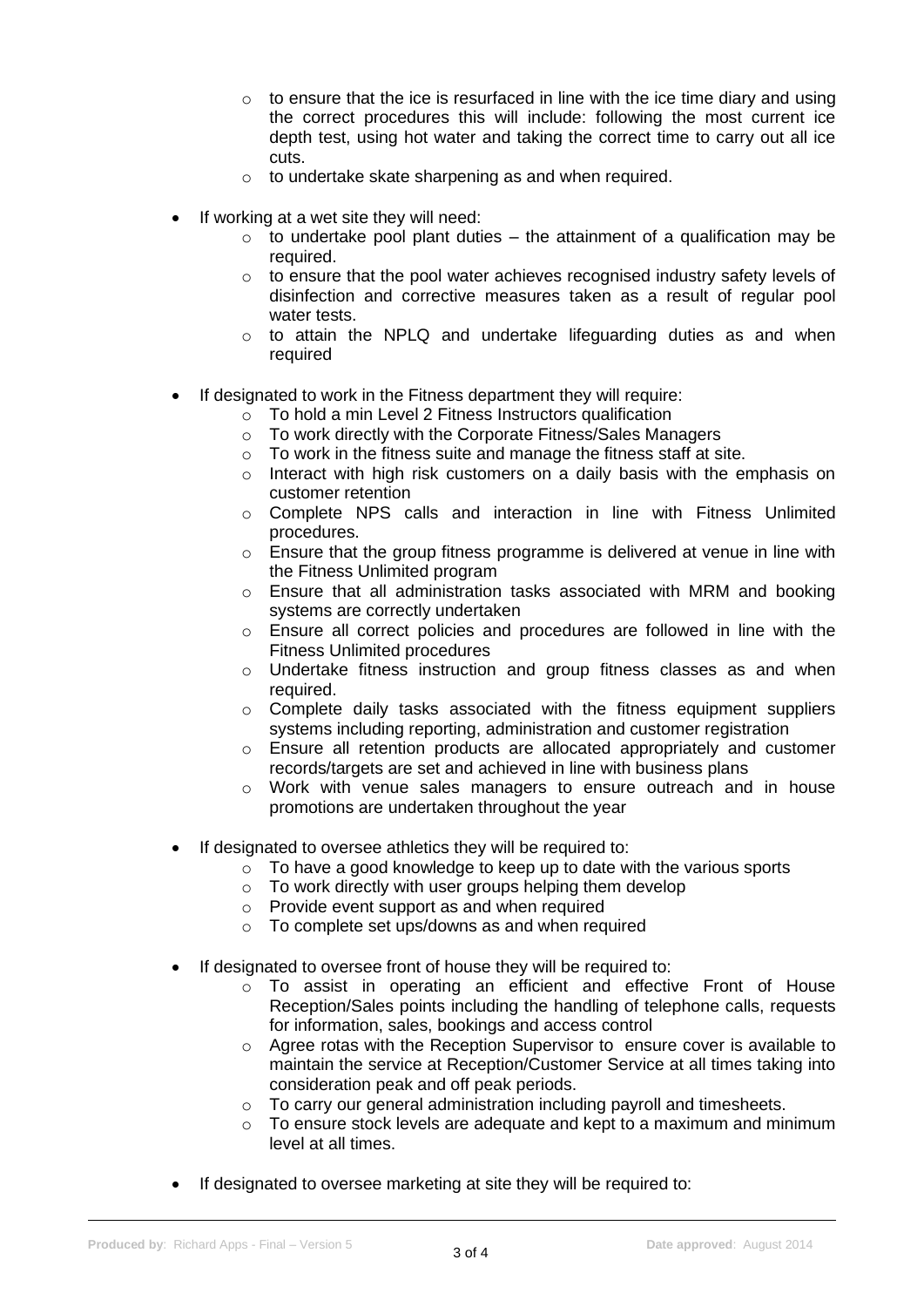- to ensure that the ice is resurfaced in line with the ice time diary and using the correct procedures this will include: following the most current ice depth test, using hot water and taking the correct time to carry out all ice cuts.
  - to undertake skate sharpening as and when required.

- If working at a wet site they will need:
  - to undertake pool plant duties – the attainment of a qualification may be required.
  - to ensure that the pool water achieves recognised industry safety levels of disinfection and corrective measures taken as a result of regular pool water tests.
  - to attain the NPLQ and undertake lifeguarding duties as and when required

- If designated to work in the Fitness department they will require:
  - To hold a min Level 2 Fitness Instructors qualification
  - To work directly with the Corporate Fitness/Sales Managers
  - To work in the fitness suite and manage the fitness staff at site.
  - Interact with high risk customers on a daily basis with the emphasis on customer retention
  - Complete NPS calls and interaction in line with Fitness Unlimited procedures.
  - Ensure that the group fitness programme is delivered at venue in line with the Fitness Unlimited program
  - Ensure that all administration tasks associated with MRM and booking systems are correctly undertaken
  - Ensure all correct policies and procedures are followed in line with the Fitness Unlimited procedures
  - Undertake fitness instruction and group fitness classes as and when required.
  - Complete daily tasks associated with the fitness equipment suppliers systems including reporting, administration and customer registration
  - Ensure all retention products are allocated appropriately and customer records/targets are set and achieved in line with business plans
  - Work with venue sales managers to ensure outreach and in house promotions are undertaken throughout the year

- If designated to oversee athletics they will be required to:
  - To have a good knowledge to keep up to date with the various sports
  - To work directly with user groups helping them develop
  - Provide event support as and when required
  - To complete set ups/downs as and when required

- If designated to oversee front of house they will be required to:
  - To assist in operating an efficient and effective Front of House Reception/Sales points including the handling of telephone calls, requests for information, sales, bookings and access control
  - Agree rotas with the Reception Supervisor to ensure cover is available to maintain the service at Reception/Customer Service at all times taking into consideration peak and off peak periods.
  - To carry our general administration including payroll and timesheets.
  - To ensure stock levels are adequate and kept to a maximum and minimum level at all times.

- If designated to oversee marketing at site they will be required to: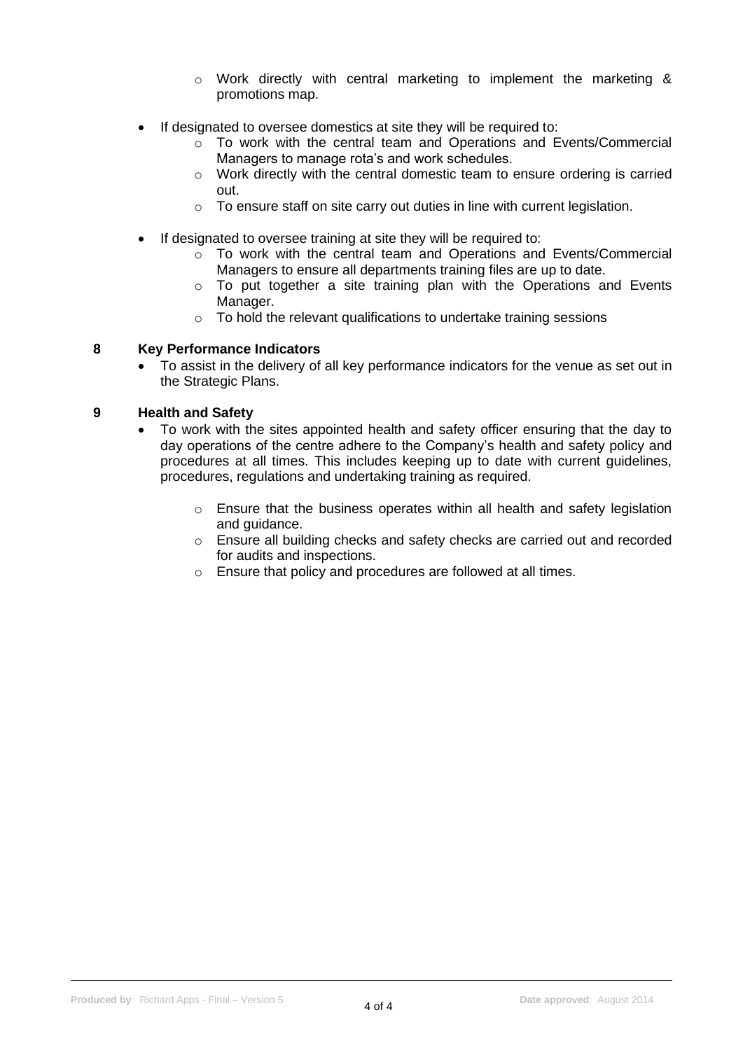- Work directly with central marketing to implement the marketing & promotions map.

- If designated to oversee domestics at site they will be required to:
   - To work with the central team and Operations and Events/Commercial Managers to manage rota's and work schedules.
   - Work directly with the central domestic team to ensure ordering is carried out.
   - To ensure staff on site carry out duties in line with current legislation.

- If designated to oversee training at site they will be required to:
   - To work with the central team and Operations and Events/Commercial Managers to ensure all departments training files are up to date.
   - To put together a site training plan with the Operations and Events Manager.
   - To hold the relevant qualifications to undertake training sessions

## 8 Key Performance Indicators

- To assist in the delivery of all key performance indicators for the venue as set out in the Strategic Plans.

## 9 Health and Safety

- To work with the sites appointed health and safety officer ensuring that the day to day operations of the centre adhere to the Company's health and safety policy and procedures at all times. This includes keeping up to date with current guidelines, procedures, regulations and undertaking training as required.

   - Ensure that the business operates within all health and safety legislation and guidance.
   - Ensure all building checks and safety checks are carried out and recorded for audits and inspections.
   - Ensure that policy and procedures are followed at all times.

**Produced by**: Richard Apps - Final – Version 5 **Date approved**: August 2014